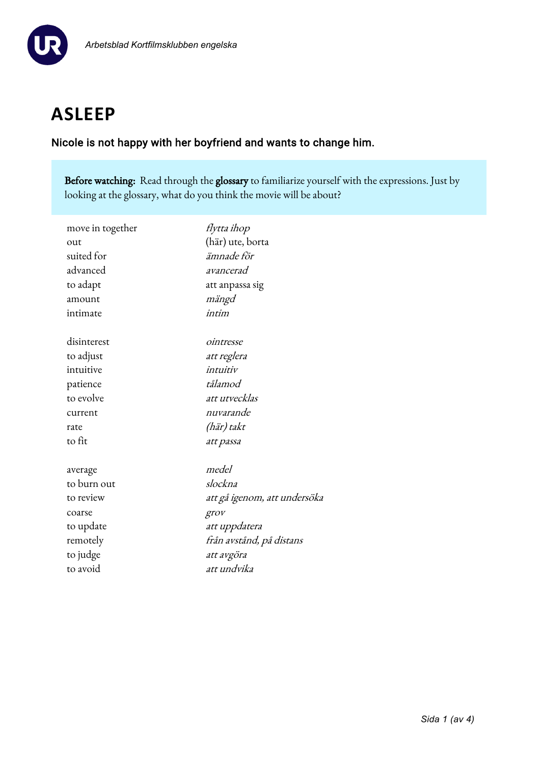# ASLEEP

**Nicole is not happy with her boyfriend and wants to change him.**

**Before watching:** Read through the **glossary** to familiarize yourself with the expressions. Just by looking at the glossary, what do you think the movie will be about?

| | |
|---|---|
| move in together | *flytta ihop* |
| out | (här) ute, borta |
| suited for | *ämnade för* |
| advanced | *avancerad* |
| to adapt | att anpassa sig |
| amount | *mängd* |
| intimate | *intim* |
| | |
| disinterest | *ointresse* |
| to adjust | *att reglera* |
| intuitive | *intuitiv* |
| patience | *tålamod* |
| to evolve | *att utvecklas* |
| current | *nuvarande* |
| rate | *(här) takt* |
| to fit | *att passa* |
| | |
| average | *medel* |
| to burn out | *slockna* |
| to review | *att gå igenom, att undersöka* |
| coarse | *grov* |
| to update | *att uppdatera* |
| remotely | *från avstånd, på distans* |
| to judge | *att avgöra* |
| to avoid | *att undvika* |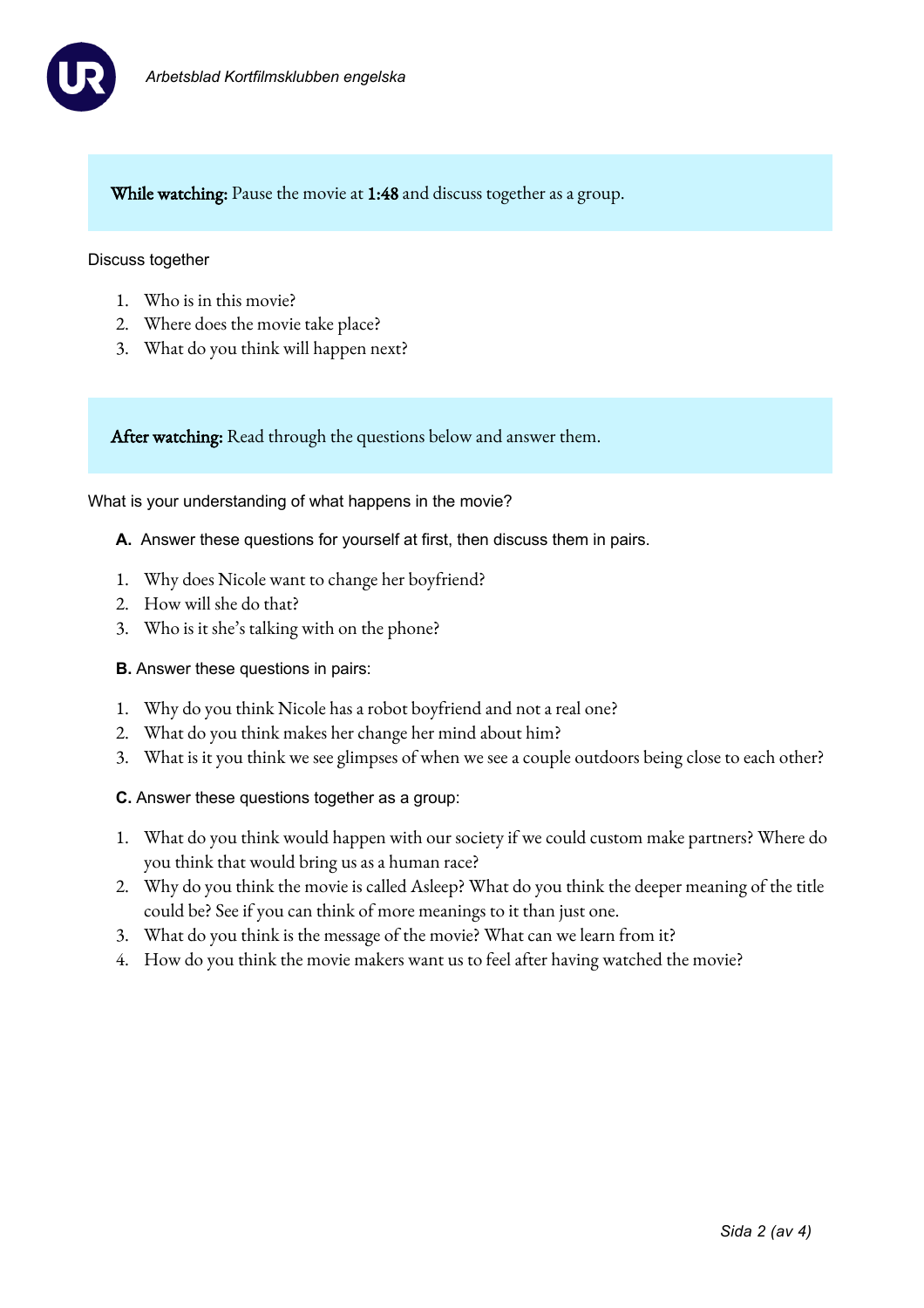**While watching:** Pause the movie at **1:48** and discuss together as a group.

Discuss together

1. Who is in this movie?
2. Where does the movie take place?
3. What do you think will happen next?

**After watching:** Read through the questions below and answer them.

What is your understanding of what happens in the movie?

**A.** Answer these questions for yourself at first, then discuss them in pairs.

1. Why does Nicole want to change her boyfriend?
2. How will she do that?
3. Who is it she's talking with on the phone?

**B.** Answer these questions in pairs:

1. Why do you think Nicole has a robot boyfriend and not a real one?
2. What do you think makes her change her mind about him?
3. What is it you think we see glimpses of when we see a couple outdoors being close to each other?

**C.** Answer these questions together as a group:

1. What do you think would happen with our society if we could custom make partners? Where do you think that would bring us as a human race?
2. Why do you think the movie is called Asleep? What do you think the deeper meaning of the title could be? See if you can think of more meanings to it than just one.
3. What do you think is the message of the movie? What can we learn from it?
4. How do you think the movie makers want us to feel after having watched the movie?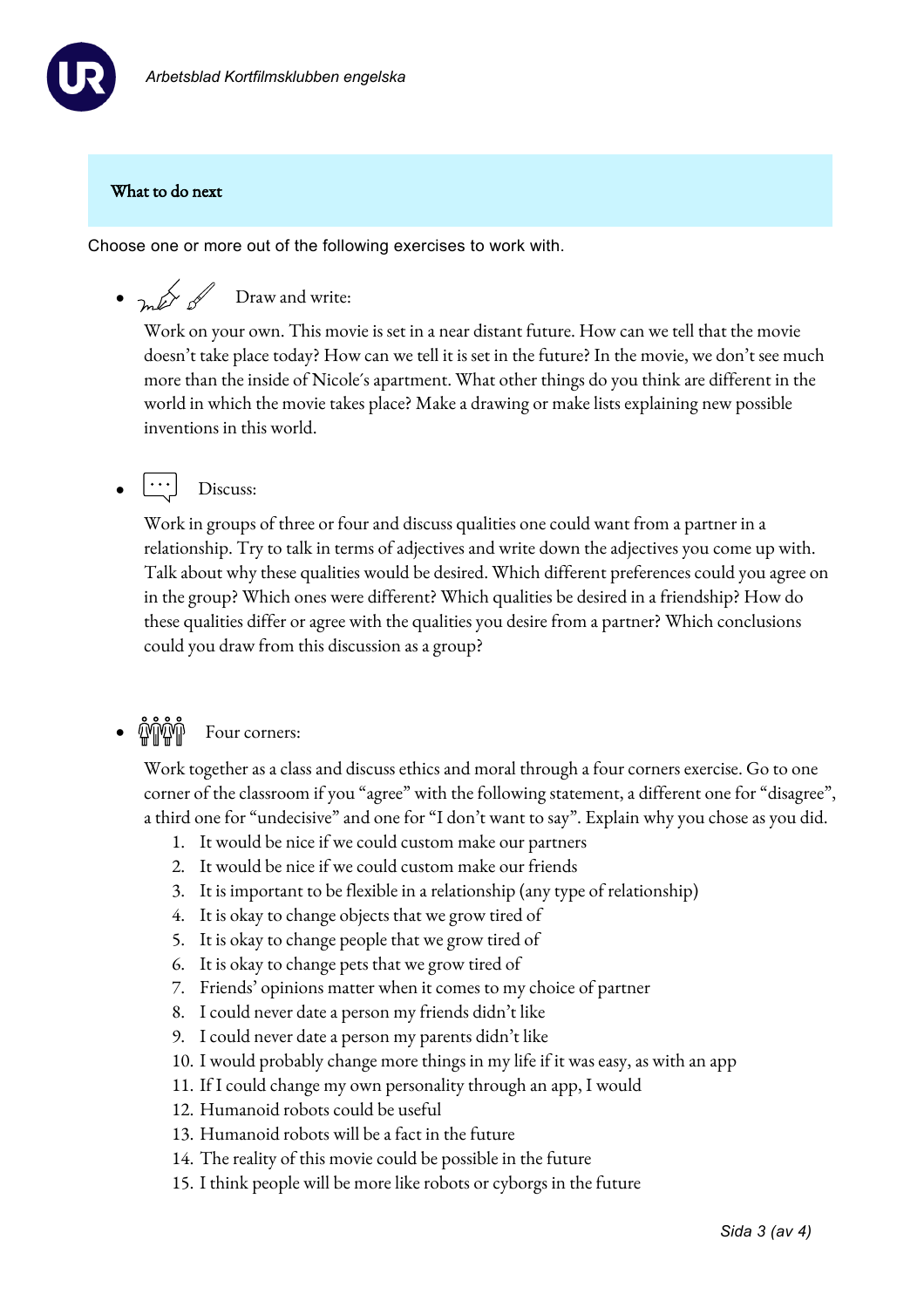## What to do next

Choose one or more out of the following exercises to work with.

- Draw and write:

  Work on your own. This movie is set in a near distant future. How can we tell that the movie doesn't take place today? How can we tell it is set in the future? In the movie, we don't see much more than the inside of Nicole´s apartment. What other things do you think are different in the world in which the movie takes place? Make a drawing or make lists explaining new possible inventions in this world.

- Discuss:

  Work in groups of three or four and discuss qualities one could want from a partner in a relationship. Try to talk in terms of adjectives and write down the adjectives you come up with. Talk about why these qualities would be desired. Which different preferences could you agree on in the group? Which ones were different? Which qualities be desired in a friendship? How do these qualities differ or agree with the qualities you desire from a partner? Which conclusions could you draw from this discussion as a group?

- Four corners:

  Work together as a class and discuss ethics and moral through a four corners exercise. Go to one corner of the classroom if you "agree" with the following statement, a different one for "disagree", a third one for "undecisive" and one for "I don't want to say". Explain why you chose as you did.

  1. It would be nice if we could custom make our partners
  2. It would be nice if we could custom make our friends
  3. It is important to be flexible in a relationship (any type of relationship)
  4. It is okay to change objects that we grow tired of
  5. It is okay to change people that we grow tired of
  6. It is okay to change pets that we grow tired of
  7. Friends' opinions matter when it comes to my choice of partner
  8. I could never date a person my friends didn't like
  9. I could never date a person my parents didn't like
  10. I would probably change more things in my life if it was easy, as with an app
  11. If I could change my own personality through an app, I would
  12. Humanoid robots could be useful
  13. Humanoid robots will be a fact in the future
  14. The reality of this movie could be possible in the future
  15. I think people will be more like robots or cyborgs in the future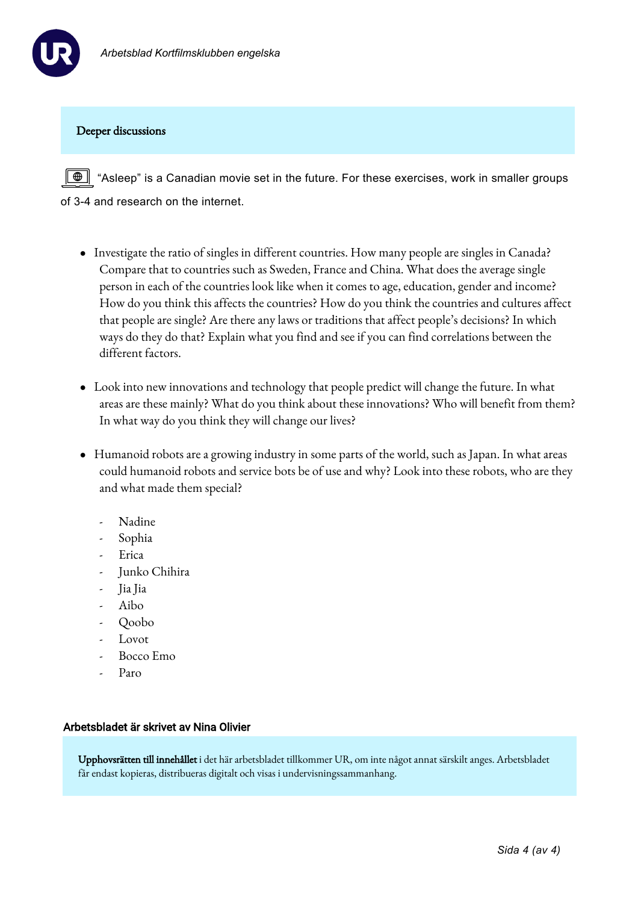## Deeper discussions

"Asleep" is a Canadian movie set in the future. For these exercises, work in smaller groups of 3-4 and research on the internet.

- Investigate the ratio of singles in different countries. How many people are singles in Canada? Compare that to countries such as Sweden, France and China. What does the average single person in each of the countries look like when it comes to age, education, gender and income? How do you think this affects the countries? How do you think the countries and cultures affect that people are single? Are there any laws or traditions that affect people's decisions? In which ways do they do that? Explain what you find and see if you can find correlations between the different factors.

- Look into new innovations and technology that people predict will change the future. In what areas are these mainly? What do you think about these innovations? Who will benefit from them? In what way do you think they will change our lives?

- Humanoid robots are a growing industry in some parts of the world, such as Japan. In what areas could humanoid robots and service bots be of use and why? Look into these robots, who are they and what made them special?

  - Nadine
  - Sophia
  - Erica
  - Junko Chihira
  - Jia Jia
  - Aibo
  - Qoobo
  - Lovot
  - Bocco Emo
  - Paro

**Arbetsbladet är skrivet av Nina Olivier**

**Upphovsrätten till innehållet** i det här arbetsbladet tillkommer UR, om inte något annat särskilt anges. Arbetsbladet får endast kopieras, distribueras digitalt och visas i undervisningssammanhang.